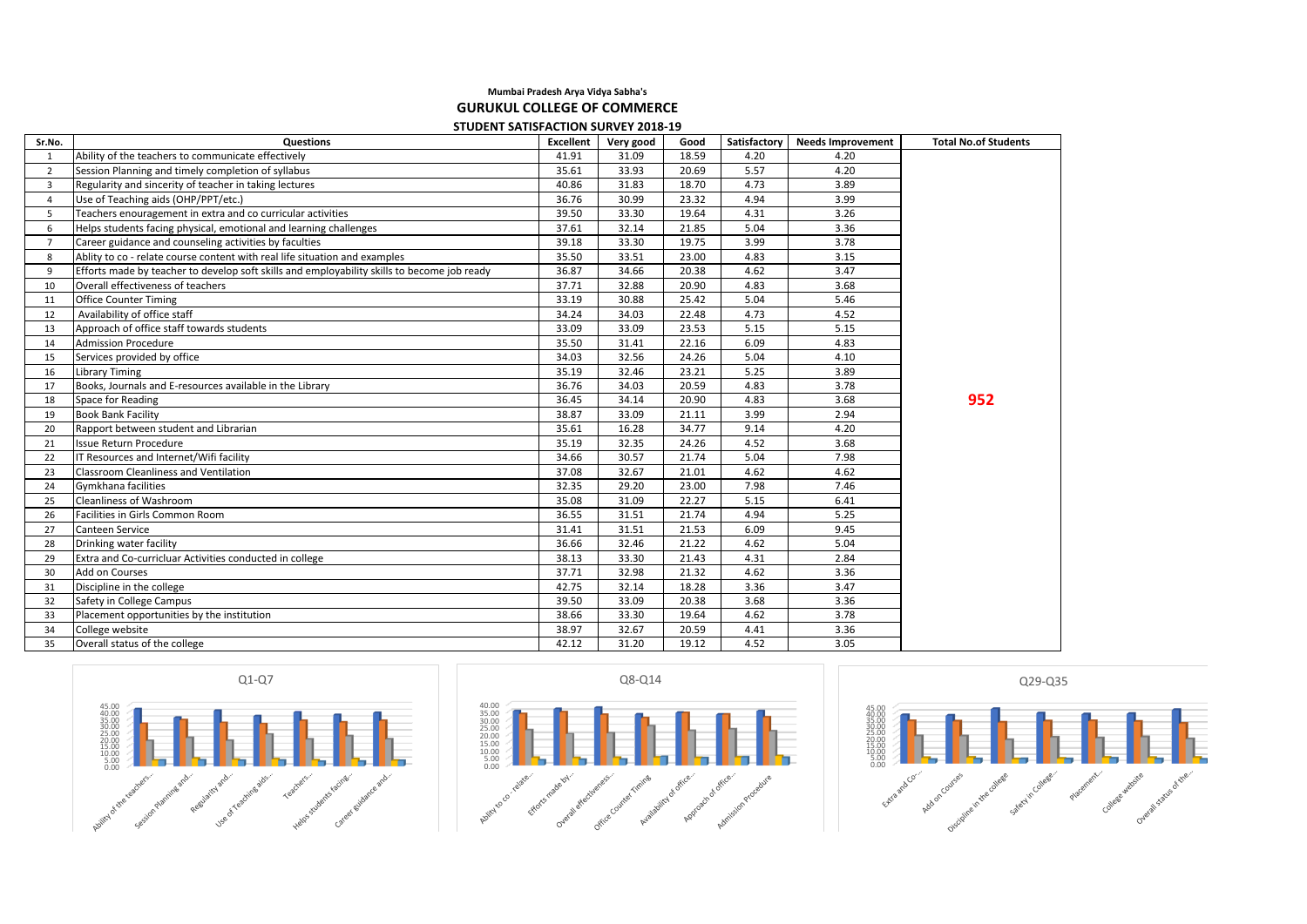Mumbai Pradesh Arya Vidya Sabha's

# GURUKUL COLLEGE OF COMMERCE

## STUDENT SATISFACTION SURVEY 2018-19

| Sr.No. | Questions | Excellent | Very good | Good | Satisfactory | Needs Improvement | Total No.of Students |
|---|---|---|---|---|---|---|---|
| 1 | Ability of the teachers to communicate effectively | 41.91 | 31.09 | 18.59 | 4.20 | 4.20 | |
| 2 | Session Planning and timely completion of syllabus | 35.61 | 33.93 | 20.69 | 5.57 | 4.20 | |
| 3 | Regularity and sincerity of teacher in taking lectures | 40.86 | 31.83 | 18.70 | 4.73 | 3.89 | |
| 4 | Use of Teaching aids (OHP/PPT/etc.) | 36.76 | 30.99 | 23.32 | 4.94 | 3.99 | |
| 5 | Teachers enouragement in extra and co curricular activities | 39.50 | 33.30 | 19.64 | 4.31 | 3.26 | |
| 6 | Helps students facing physical, emotional and learning challenges | 37.61 | 32.14 | 21.85 | 5.04 | 3.36 | |
| 7 | Career guidance and counseling activities by faculties | 39.18 | 33.30 | 19.75 | 3.99 | 3.78 | |
| 8 | Ablity to co - relate course content with real life situation and examples | 35.50 | 33.51 | 23.00 | 4.83 | 3.15 | |
| 9 | Efforts made by teacher to develop soft skills and employability skills to become job ready | 36.87 | 34.66 | 20.38 | 4.62 | 3.47 | |
| 10 | Overall effectiveness of teachers | 37.71 | 32.88 | 20.90 | 4.83 | 3.68 | |
| 11 | Office Counter Timing | 33.19 | 30.88 | 25.42 | 5.04 | 5.46 | |
| 12 | Availability of office staff | 34.24 | 34.03 | 22.48 | 4.73 | 4.52 | |
| 13 | Approach of office staff towards students | 33.09 | 33.09 | 23.53 | 5.15 | 5.15 | |
| 14 | Admission Procedure | 35.50 | 31.41 | 22.16 | 6.09 | 4.83 | |
| 15 | Services provided by office | 34.03 | 32.56 | 24.26 | 5.04 | 4.10 | |
| 16 | Library Timing | 35.19 | 32.46 | 23.21 | 5.25 | 3.89 | |
| 17 | Books, Journals and E-resources available in the Library | 36.76 | 34.03 | 20.59 | 4.83 | 3.78 | |
| 18 | Space for Reading | 36.45 | 34.14 | 20.90 | 4.83 | 3.68 | **952** |
| 19 | Book Bank Facility | 38.87 | 33.09 | 21.11 | 3.99 | 2.94 | |
| 20 | Rapport between student and Librarian | 35.61 | 16.28 | 34.77 | 9.14 | 4.20 | |
| 21 | Issue Return Procedure | 35.19 | 32.35 | 24.26 | 4.52 | 3.68 | |
| 22 | IT Resources and Internet/Wifi facility | 34.66 | 30.57 | 21.74 | 5.04 | 7.98 | |
| 23 | Classroom Cleanliness and Ventilation | 37.08 | 32.67 | 21.01 | 4.62 | 4.62 | |
| 24 | Gymkhana facilities | 32.35 | 29.20 | 23.00 | 7.98 | 7.46 | |
| 25 | Cleanliness of Washroom | 35.08 | 31.09 | 22.27 | 5.15 | 6.41 | |
| 26 | Facilities in Girls Common Room | 36.55 | 31.51 | 21.74 | 4.94 | 5.25 | |
| 27 | Canteen Service | 31.41 | 31.51 | 21.53 | 6.09 | 9.45 | |
| 28 | Drinking water facility | 36.66 | 32.46 | 21.22 | 4.62 | 5.04 | |
| 29 | Extra and Co-curricluar Activities conducted in college | 38.13 | 33.30 | 21.43 | 4.31 | 2.84 | |
| 30 | Add on Courses | 37.71 | 32.98 | 21.32 | 4.62 | 3.36 | |
| 31 | Discipline in the college | 42.75 | 32.14 | 18.28 | 3.36 | 3.47 | |
| 32 | Safety in College Campus | 39.50 | 33.09 | 20.38 | 3.68 | 3.36 | |
| 33 | Placement opportunities by the institution | 38.66 | 33.30 | 19.64 | 4.62 | 3.78 | |
| 34 | College website | 38.97 | 32.67 | 20.59 | 4.41 | 3.36 | |
| 35 | Overall status of the college | 42.12 | 31.20 | 19.12 | 4.52 | 3.05 | |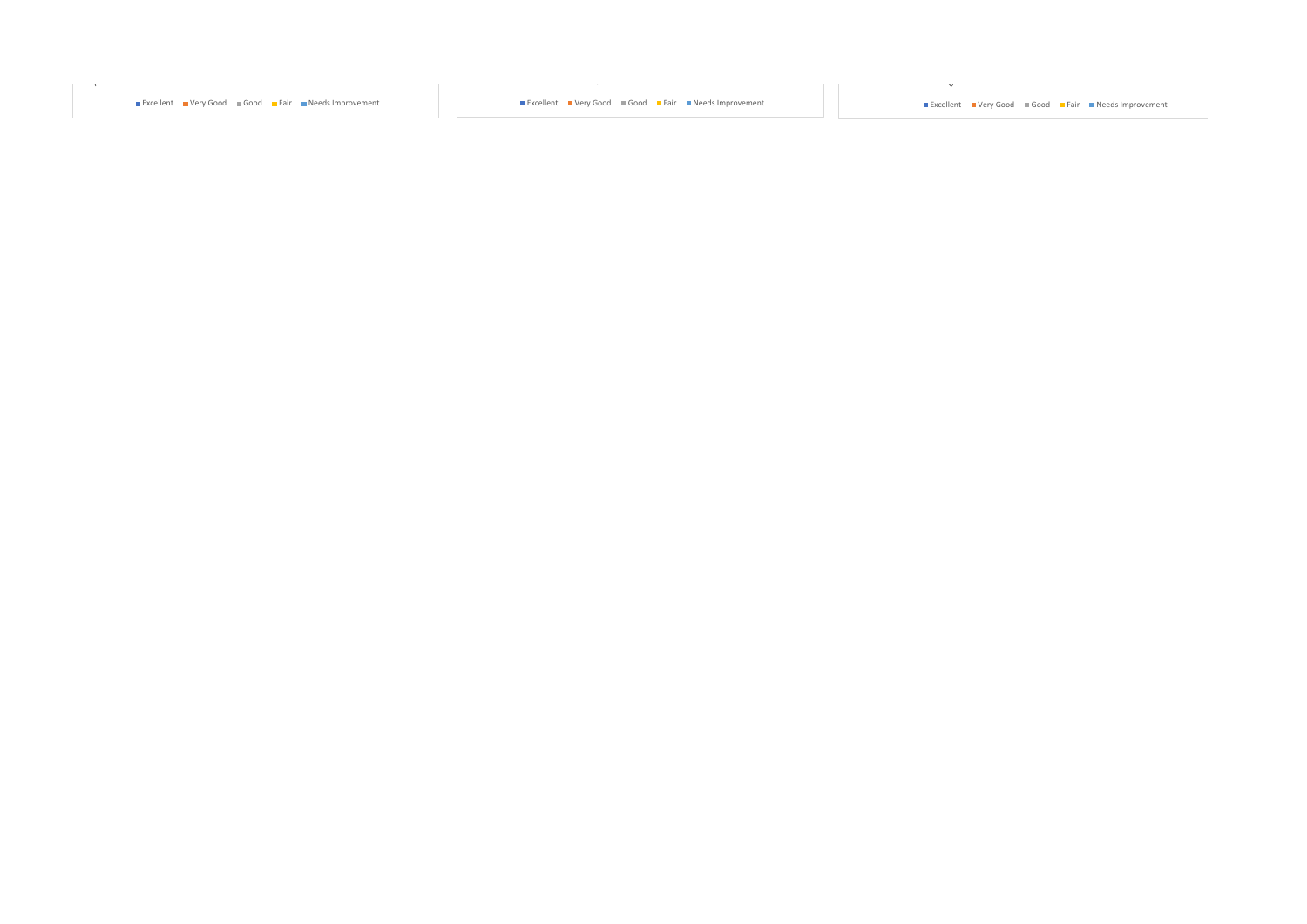Excellent Very Good Good Fair Needs Improvement

Excellent Very Good Good Fair Needs Improvement

Excellent Very Good Good Fair Needs Improvement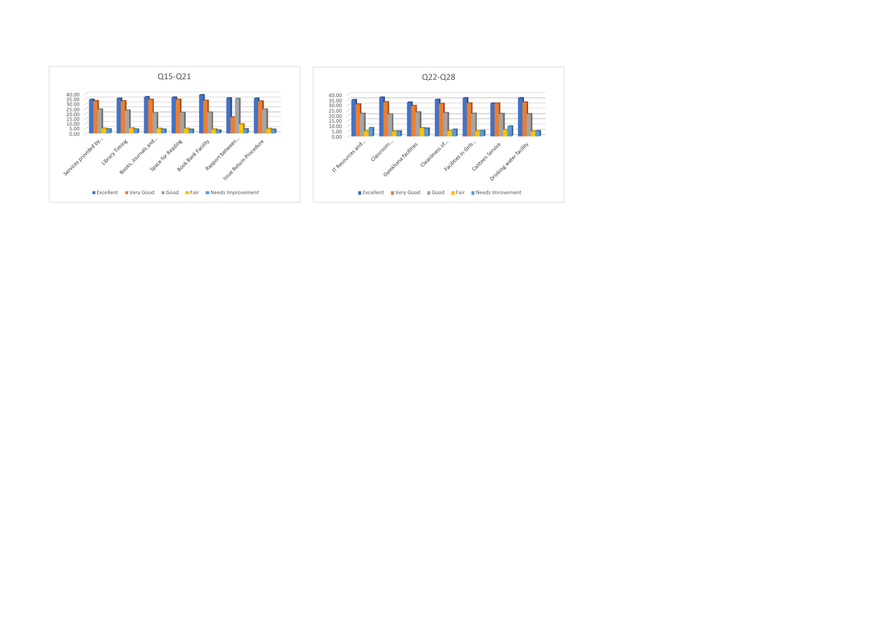Q15-Q21

40.00
35.00
30.00
25.00
20.00
15.00
10.00
5.00
0.00

Services provided by... | Library Timing | Books, Journals and... | Space for Reading | Book Bank Facility | Rapport between... | Issue Return Procedure

■ Excellent ■ Very Good ■ Good ■ Fair ■ Needs Improvement

Q22-Q28

40.00
35.00
30.00
25.00
20.00
15.00
10.00
5.00
0.00

IT Resources and... | Classroom... | Gymkhana facilities | Cleanliness of... | Facilities in Girls... | Canteen Service | Drinking water facility

■ Excellent ■ Very Good ■ Good ■ Fair ■ Needs Imrovement